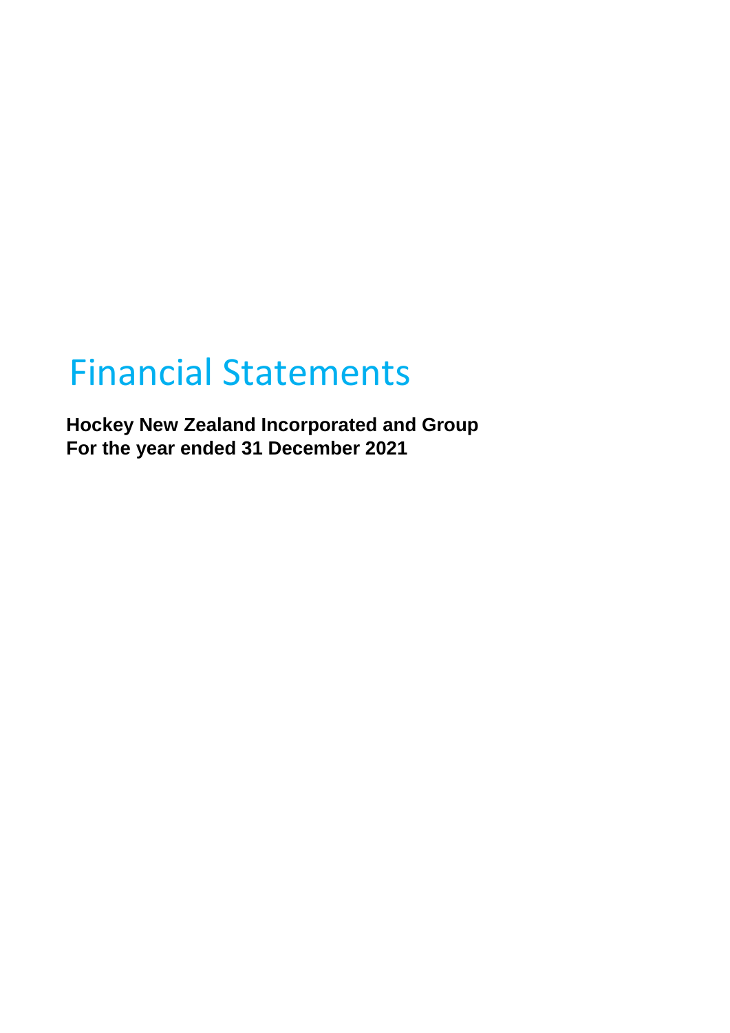# Financial Statements

**Hockey New Zealand Incorporated and Group**
**For the year ended 31 December 2021**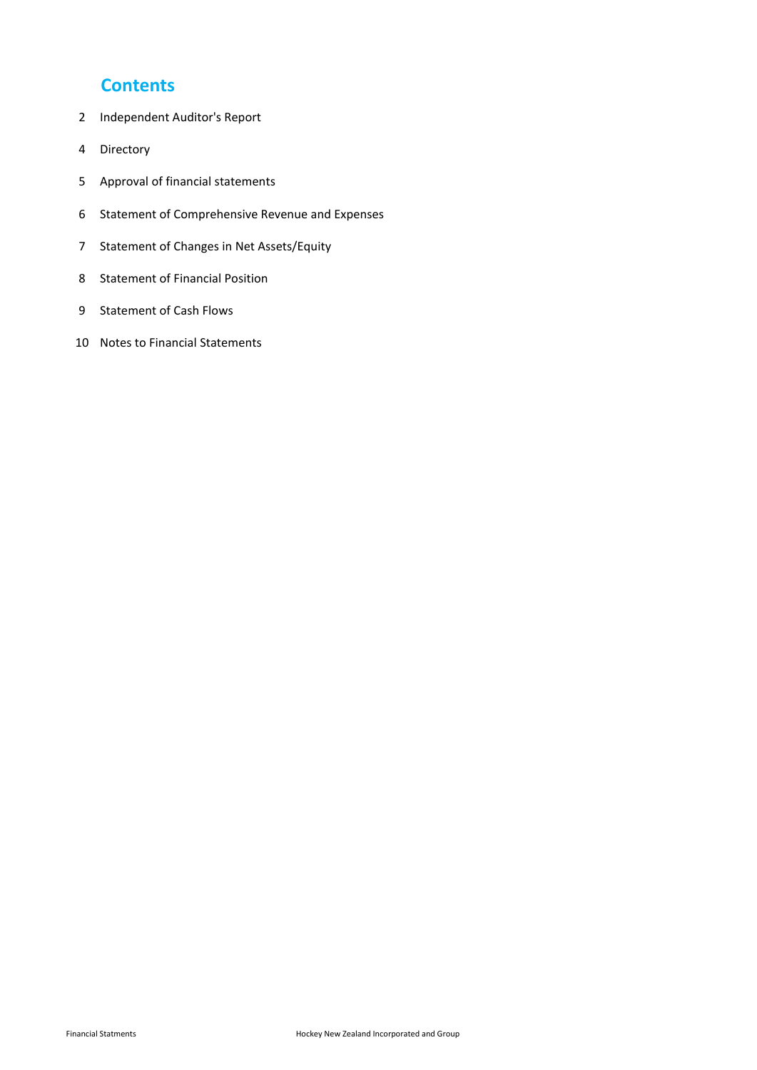## Contents

| | |
|---|---|
| 2 | Independent Auditor's Report |
| 4 | Directory |
| 5 | Approval of financial statements |
| 6 | Statement of Comprehensive Revenue and Expenses |
| 7 | Statement of Changes in Net Assets/Equity |
| 8 | Statement of Financial Position |
| 9 | Statement of Cash Flows |
| 10 | Notes to Financial Statements |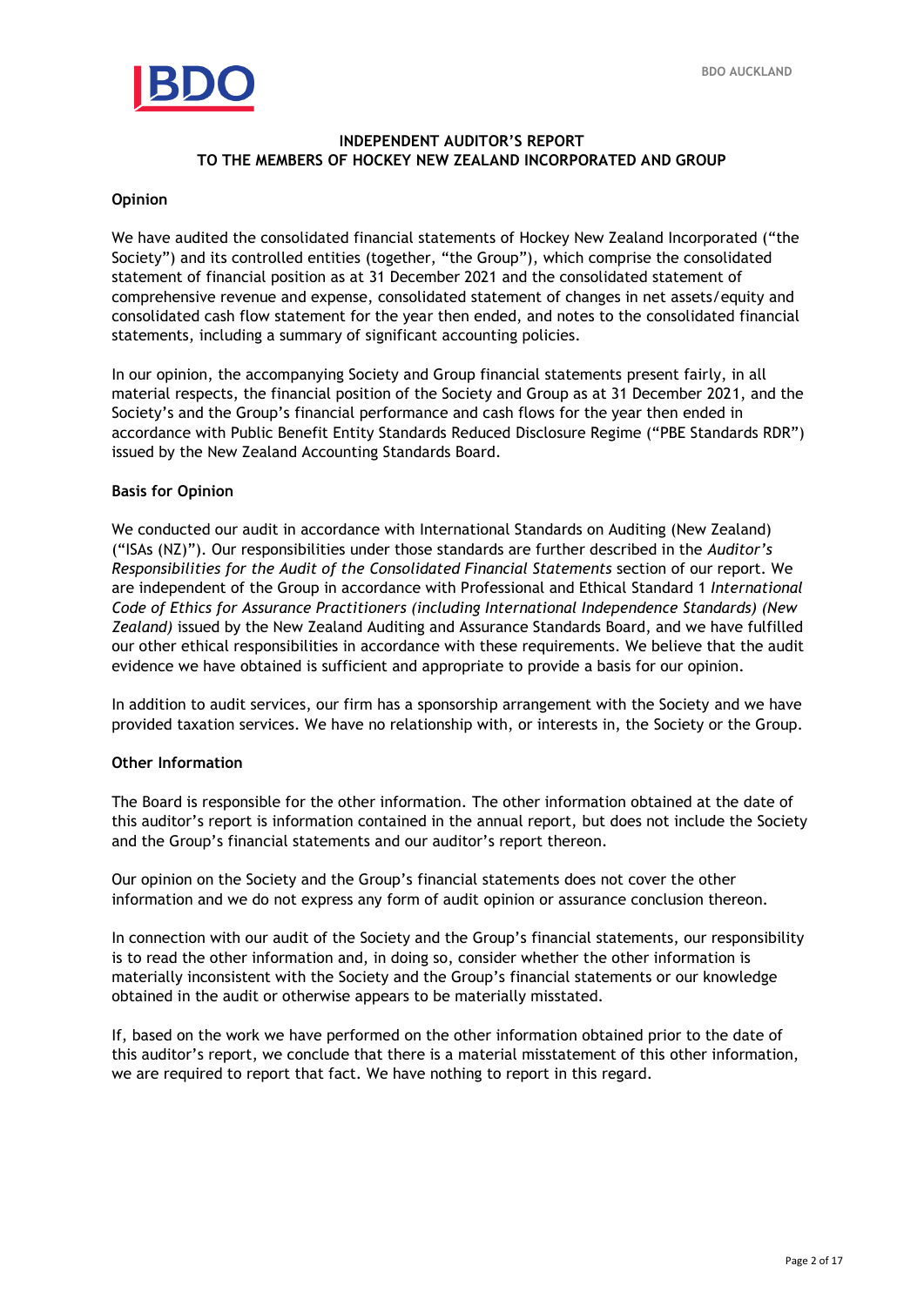# INDEPENDENT AUDITOR'S REPORT
# TO THE MEMBERS OF HOCKEY NEW ZEALAND INCORPORATED AND GROUP

## Opinion

We have audited the consolidated financial statements of Hockey New Zealand Incorporated ("the Society") and its controlled entities (together, "the Group"), which comprise the consolidated statement of financial position as at 31 December 2021 and the consolidated statement of comprehensive revenue and expense, consolidated statement of changes in net assets/equity and consolidated cash flow statement for the year then ended, and notes to the consolidated financial statements, including a summary of significant accounting policies.

In our opinion, the accompanying Society and Group financial statements present fairly, in all material respects, the financial position of the Society and Group as at 31 December 2021, and the Society's and the Group's financial performance and cash flows for the year then ended in accordance with Public Benefit Entity Standards Reduced Disclosure Regime ("PBE Standards RDR") issued by the New Zealand Accounting Standards Board.

## Basis for Opinion

We conducted our audit in accordance with International Standards on Auditing (New Zealand) ("ISAs (NZ)"). Our responsibilities under those standards are further described in the *Auditor's Responsibilities for the Audit of the Consolidated Financial Statements* section of our report. We are independent of the Group in accordance with Professional and Ethical Standard 1 *International Code of Ethics for Assurance Practitioners (including International Independence Standards) (New Zealand)* issued by the New Zealand Auditing and Assurance Standards Board, and we have fulfilled our other ethical responsibilities in accordance with these requirements. We believe that the audit evidence we have obtained is sufficient and appropriate to provide a basis for our opinion.

In addition to audit services, our firm has a sponsorship arrangement with the Society and we have provided taxation services. We have no relationship with, or interests in, the Society or the Group.

## Other Information

The Board is responsible for the other information. The other information obtained at the date of this auditor's report is information contained in the annual report, but does not include the Society and the Group's financial statements and our auditor's report thereon.

Our opinion on the Society and the Group's financial statements does not cover the other information and we do not express any form of audit opinion or assurance conclusion thereon.

In connection with our audit of the Society and the Group's financial statements, our responsibility is to read the other information and, in doing so, consider whether the other information is materially inconsistent with the Society and the Group's financial statements or our knowledge obtained in the audit or otherwise appears to be materially misstated.

If, based on the work we have performed on the other information obtained prior to the date of this auditor's report, we conclude that there is a material misstatement of this other information, we are required to report that fact. We have nothing to report in this regard.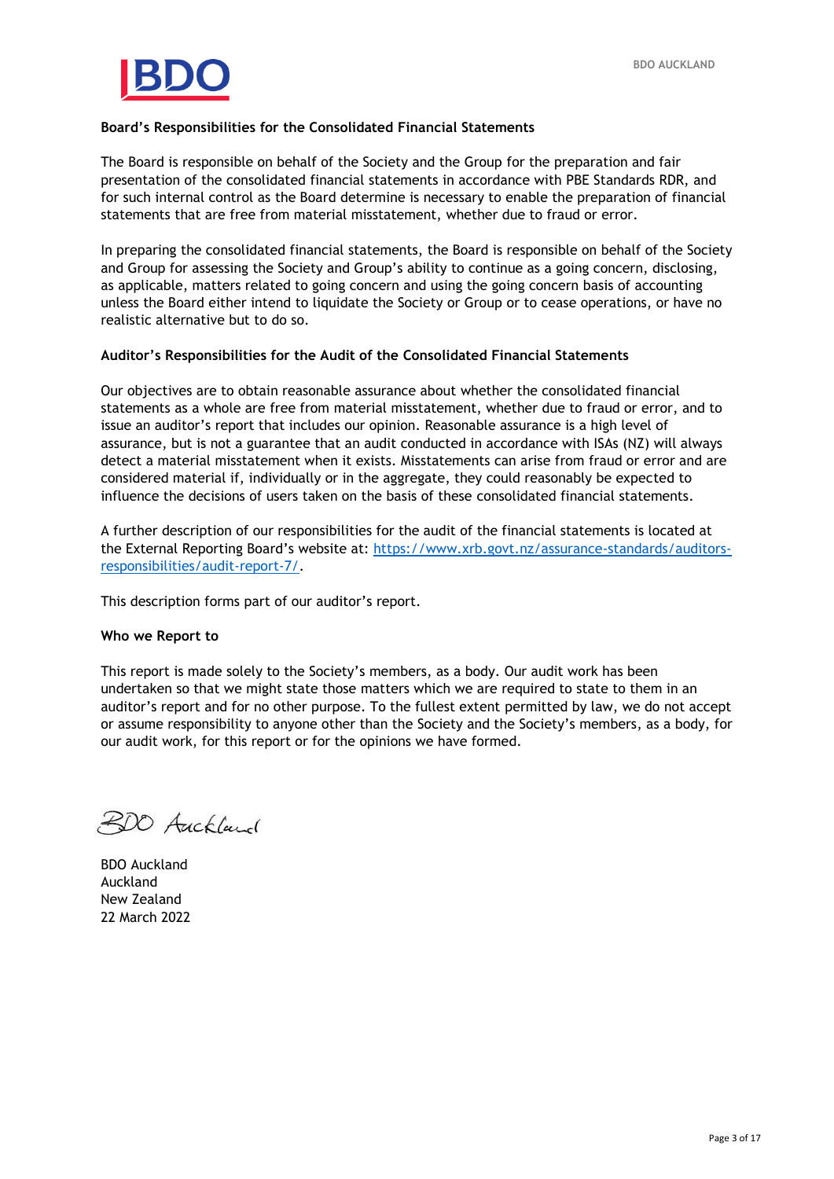**Board's Responsibilities for the Consolidated Financial Statements**

The Board is responsible on behalf of the Society and the Group for the preparation and fair presentation of the consolidated financial statements in accordance with PBE Standards RDR, and for such internal control as the Board determine is necessary to enable the preparation of financial statements that are free from material misstatement, whether due to fraud or error.

In preparing the consolidated financial statements, the Board is responsible on behalf of the Society and Group for assessing the Society and Group's ability to continue as a going concern, disclosing, as applicable, matters related to going concern and using the going concern basis of accounting unless the Board either intend to liquidate the Society or Group or to cease operations, or have no realistic alternative but to do so.

**Auditor's Responsibilities for the Audit of the Consolidated Financial Statements**

Our objectives are to obtain reasonable assurance about whether the consolidated financial statements as a whole are free from material misstatement, whether due to fraud or error, and to issue an auditor's report that includes our opinion. Reasonable assurance is a high level of assurance, but is not a guarantee that an audit conducted in accordance with ISAs (NZ) will always detect a material misstatement when it exists. Misstatements can arise from fraud or error and are considered material if, individually or in the aggregate, they could reasonably be expected to influence the decisions of users taken on the basis of these consolidated financial statements.

A further description of our responsibilities for the audit of the financial statements is located at the External Reporting Board's website at: [https://www.xrb.govt.nz/assurance-standards/auditors-responsibilities/audit-report-7/](https://www.xrb.govt.nz/assurance-standards/auditors-responsibilities/audit-report-7/).

This description forms part of our auditor's report.

**Who we Report to**

This report is made solely to the Society's members, as a body. Our audit work has been undertaken so that we might state those matters which we are required to state to them in an auditor's report and for no other purpose. To the fullest extent permitted by law, we do not accept or assume responsibility to anyone other than the Society and the Society's members, as a body, for our audit work, for this report or for the opinions we have formed.

BDO Auckland

BDO Auckland
Auckland
New Zealand
22 March 2022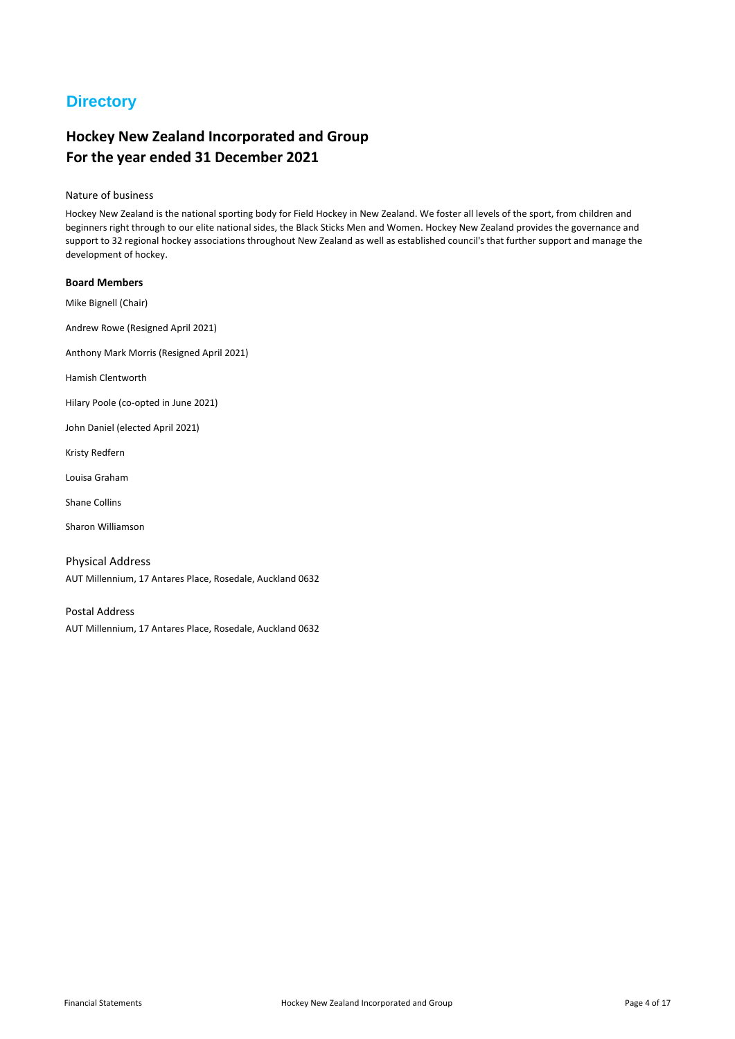# Directory

## Hockey New Zealand Incorporated and Group
## For the year ended 31 December 2021

Nature of business

Hockey New Zealand is the national sporting body for Field Hockey in New Zealand. We foster all levels of the sport, from children and beginners right through to our elite national sides, the Black Sticks Men and Women. Hockey New Zealand provides the governance and support to 32 regional hockey associations throughout New Zealand as well as established council's that further support and manage the development of hockey.

**Board Members**

Mike Bignell (Chair)

Andrew Rowe (Resigned April 2021)

Anthony Mark Morris (Resigned April 2021)

Hamish Clentworth

Hilary Poole (co-opted in June 2021)

John Daniel (elected April 2021)

Kristy Redfern

Louisa Graham

Shane Collins

Sharon Williamson

Physical Address

AUT Millennium, 17 Antares Place, Rosedale, Auckland 0632

Postal Address

AUT Millennium, 17 Antares Place, Rosedale, Auckland 0632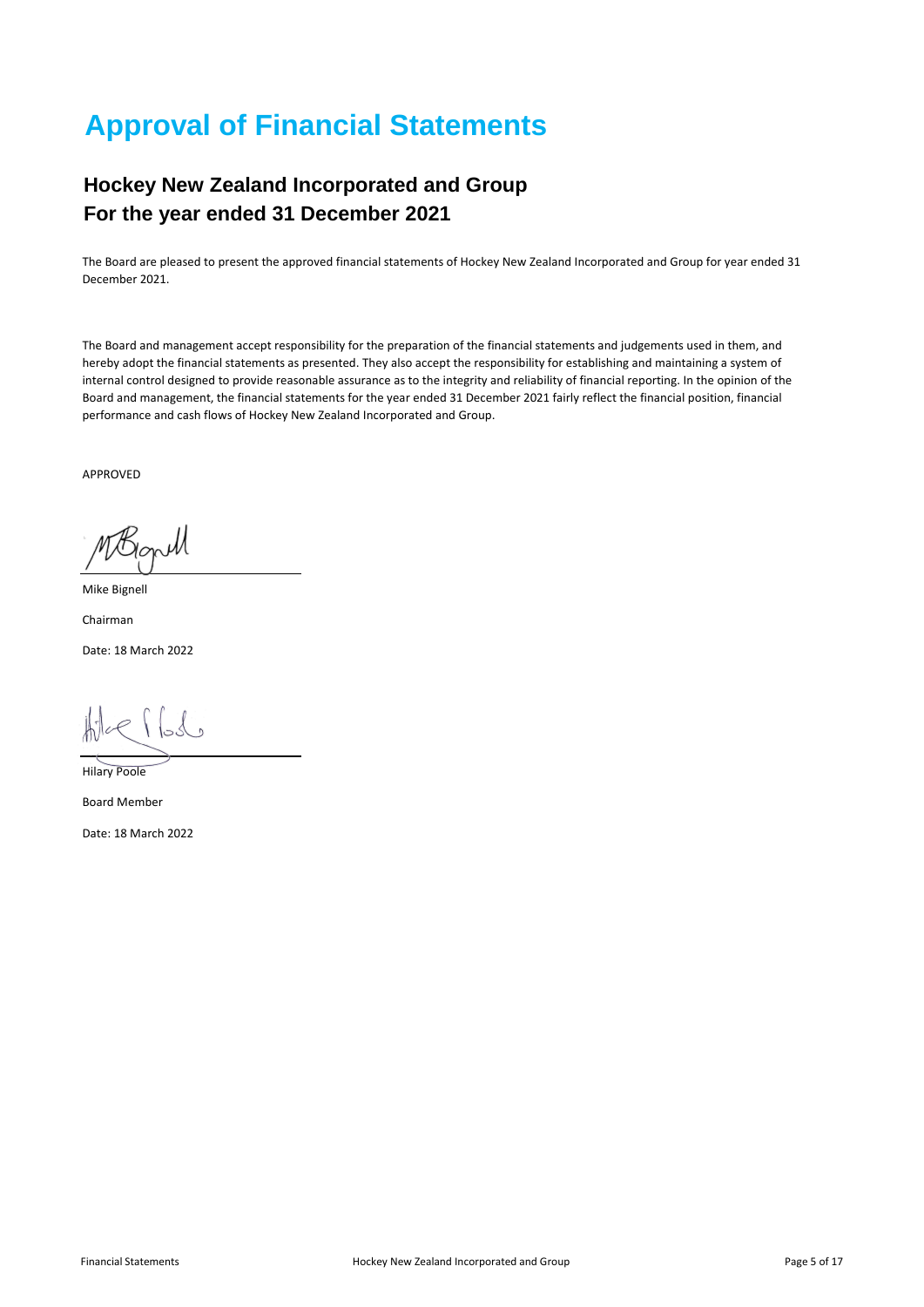# Approval of Financial Statements

## Hockey New Zealand Incorporated and Group
## For the year ended 31 December 2021

The Board are pleased to present the approved financial statements of Hockey New Zealand Incorporated and Group for year ended 31 December 2021.

The Board and management accept responsibility for the preparation of the financial statements and judgements used in them, and hereby adopt the financial statements as presented. They also accept the responsibility for establishing and maintaining a system of internal control designed to provide reasonable assurance as to the integrity and reliability of financial reporting. In the opinion of the Board and management, the financial statements for the year ended 31 December 2021 fairly reflect the financial position, financial performance and cash flows of Hockey New Zealand Incorporated and Group.

APPROVED

Mike Bignell

Chairman

Date: 18 March 2022

Hilary Poole

Board Member

Date: 18 March 2022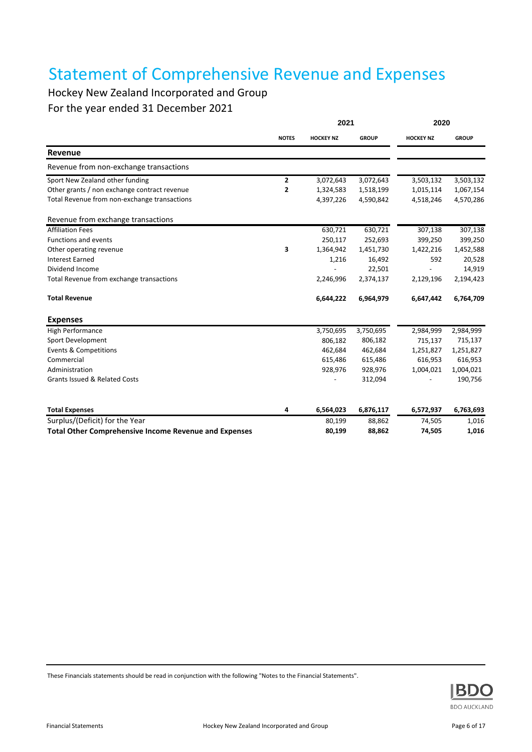# Statement of Comprehensive Revenue and Expenses

Hockey New Zealand Incorporated and Group

For the year ended 31 December 2021

| | | 2021 | | 2020 | |
|---|---|---|---|---|---|
| | **NOTES** | **HOCKEY NZ** | **GROUP** | **HOCKEY NZ** | **GROUP** |
| **Revenue** | | | | | |
| Revenue from non-exchange transactions | | | | | |
| Sport New Zealand other funding | **2** | 3,072,643 | 3,072,643 | 3,503,132 | 3,503,132 |
| Other grants / non exchange contract revenue | **2** | 1,324,583 | 1,518,199 | 1,015,114 | 1,067,154 |
| Total Revenue from non-exchange transactions | | 4,397,226 | 4,590,842 | 4,518,246 | 4,570,286 |
| Revenue from exchange transactions | | | | | |
| Affiliation Fees | | 630,721 | 630,721 | 307,138 | 307,138 |
| Functions and events | | 250,117 | 252,693 | 399,250 | 399,250 |
| Other operating revenue | **3** | 1,364,942 | 1,451,730 | 1,422,216 | 1,452,588 |
| Interest Earned | | 1,216 | 16,492 | 592 | 20,528 |
| Dividend Income | | - | 22,501 | - | 14,919 |
| Total Revenue from exchange transactions | | 2,246,996 | 2,374,137 | 2,129,196 | 2,194,423 |
| **Total Revenue** | | **6,644,222** | **6,964,979** | **6,647,442** | **6,764,709** |
| **Expenses** | | | | | |
| High Performance | | 3,750,695 | 3,750,695 | 2,984,999 | 2,984,999 |
| Sport Development | | 806,182 | 806,182 | 715,137 | 715,137 |
| Events & Competitions | | 462,684 | 462,684 | 1,251,827 | 1,251,827 |
| Commercial | | 615,486 | 615,486 | 616,953 | 616,953 |
| Administration | | 928,976 | 928,976 | 1,004,021 | 1,004,021 |
| Grants Issued & Related Costs | | - | 312,094 | - | 190,756 |
| **Total Expenses** | **4** | **6,564,023** | **6,876,117** | **6,572,937** | **6,763,693** |
| Surplus/(Deficit) for the Year | | 80,199 | 88,862 | 74,505 | 1,016 |
| **Total Other Comprehensive Income Revenue and Expenses** | | **80,199** | **88,862** | **74,505** | **1,016** |

These Financials statements should be read in conjunction with the following "Notes to the Financial Statements".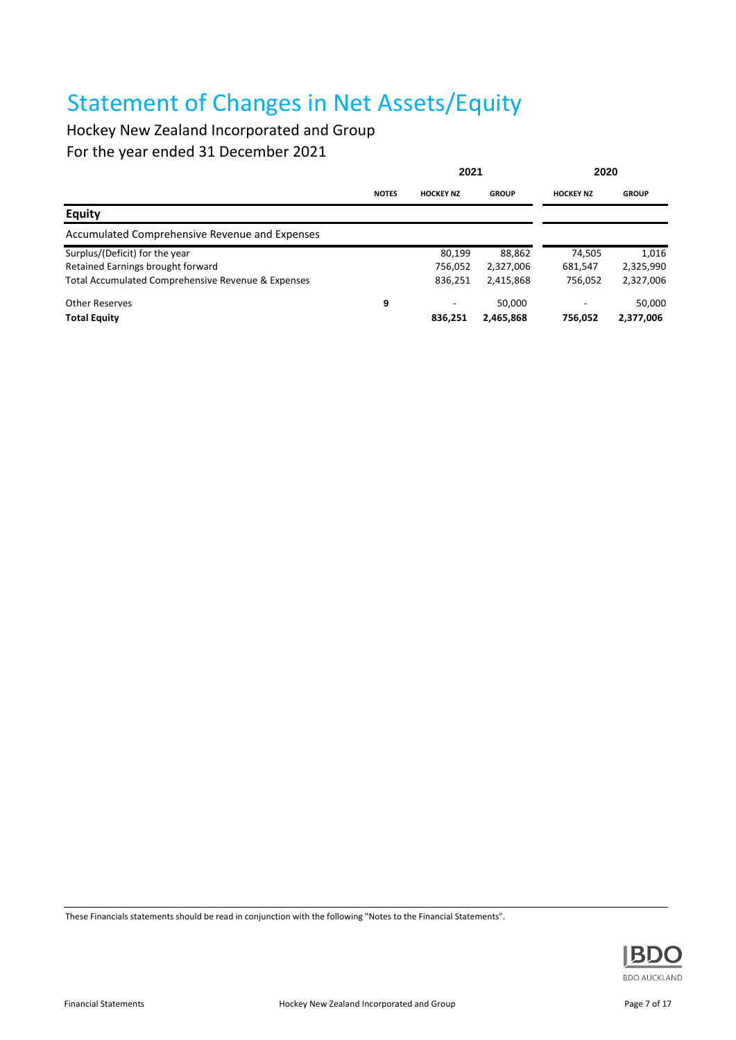# Statement of Changes in Net Assets/Equity

Hockey New Zealand Incorporated and Group

For the year ended 31 December 2021

| | | 2021 | | 2020 | |
|---|---|---|---|---|---|
| | **NOTES** | **HOCKEY NZ** | **GROUP** | **HOCKEY NZ** | **GROUP** |
| **Equity** | | | | | |
| Accumulated Comprehensive Revenue and Expenses | | | | | |
| Surplus/(Deficit) for the year | | 80,199 | 88,862 | 74,505 | 1,016 |
| Retained Earnings brought forward | | 756,052 | 2,327,006 | 681,547 | 2,325,990 |
| Total Accumulated Comprehensive Revenue & Expenses | | 836,251 | 2,415,868 | 756,052 | 2,327,006 |
| Other Reserves | 9 | - | 50,000 | - | 50,000 |
| **Total Equity** | | **836,251** | **2,465,868** | **756,052** | **2,377,006** |

These Financials statements should be read in conjunction with the following "Notes to the Financial Statements".

BDO AUCKLAND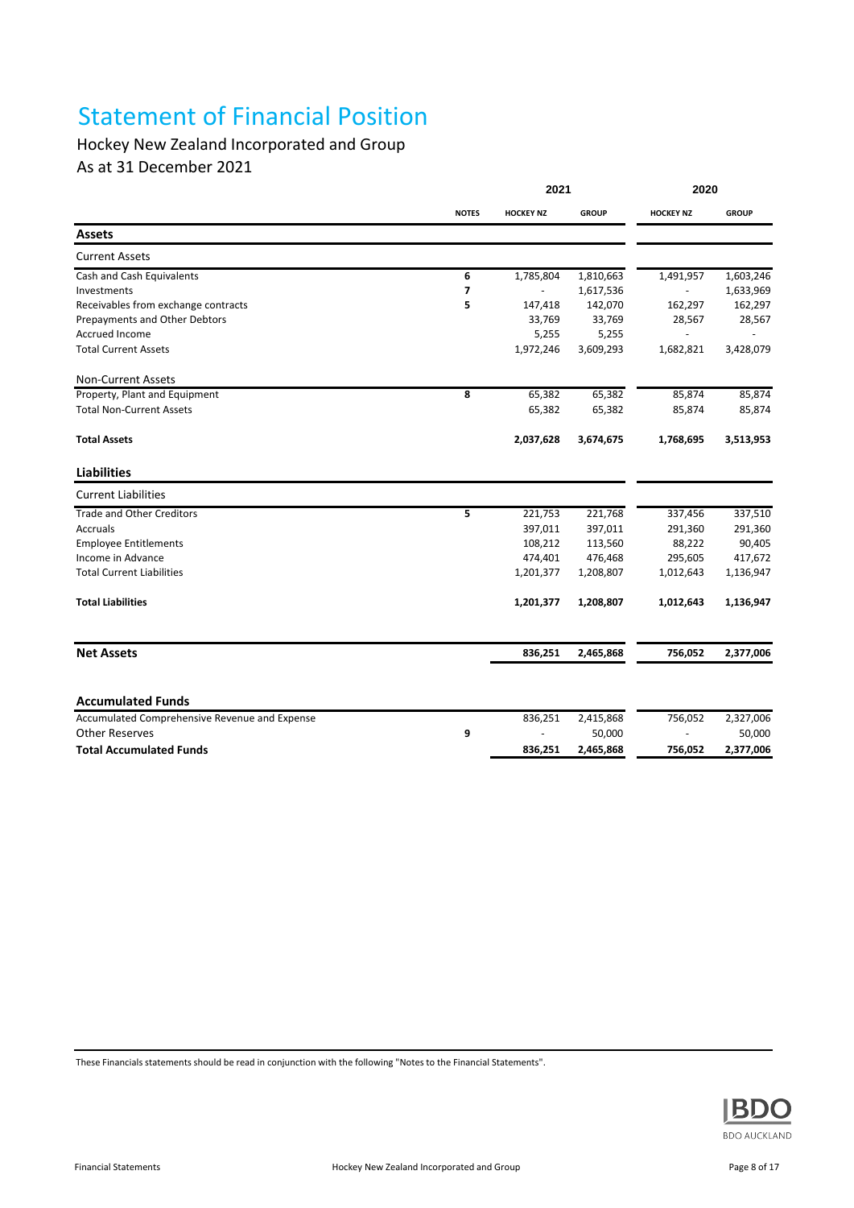# Statement of Financial Position

Hockey New Zealand Incorporated and Group

As at 31 December 2021

| | NOTES | 2021 HOCKEY NZ | 2021 GROUP | 2020 HOCKEY NZ | 2020 GROUP |
|---|---|---|---|---|---|
| **Assets** | | | | | |
| Current Assets | | | | | |
| Cash and Cash Equivalents | 6 | 1,785,804 | 1,810,663 | 1,491,957 | 1,603,246 |
| Investments | 7 | - | 1,617,536 | - | 1,633,969 |
| Receivables from exchange contracts | 5 | 147,418 | 142,070 | 162,297 | 162,297 |
| Prepayments and Other Debtors | | 33,769 | 33,769 | 28,567 | 28,567 |
| Accrued Income | | 5,255 | 5,255 | - | - |
| Total Current Assets | | 1,972,246 | 3,609,293 | 1,682,821 | 3,428,079 |
| Non-Current Assets | | | | | |
| Property, Plant and Equipment | 8 | 65,382 | 65,382 | 85,874 | 85,874 |
| Total Non-Current Assets | | 65,382 | 65,382 | 85,874 | 85,874 |
| **Total Assets** | | **2,037,628** | **3,674,675** | **1,768,695** | **3,513,953** |
| **Liabilities** | | | | | |
| Current Liabilities | | | | | |
| Trade and Other Creditors | 5 | 221,753 | 221,768 | 337,456 | 337,510 |
| Accruals | | 397,011 | 397,011 | 291,360 | 291,360 |
| Employee Entitlements | | 108,212 | 113,560 | 88,222 | 90,405 |
| Income in Advance | | 474,401 | 476,468 | 295,605 | 417,672 |
| Total Current Liabilities | | 1,201,377 | 1,208,807 | 1,012,643 | 1,136,947 |
| **Total Liabilities** | | **1,201,377** | **1,208,807** | **1,012,643** | **1,136,947** |
| **Net Assets** | | **836,251** | **2,465,868** | **756,052** | **2,377,006** |
| **Accumulated Funds** | | | | | |
| Accumulated Comprehensive Revenue and Expense | | 836,251 | 2,415,868 | 756,052 | 2,327,006 |
| Other Reserves | 9 | - | 50,000 | - | 50,000 |
| **Total Accumulated Funds** | | **836,251** | **2,465,868** | **756,052** | **2,377,006** |

These Financials statements should be read in conjunction with the following "Notes to the Financial Statements".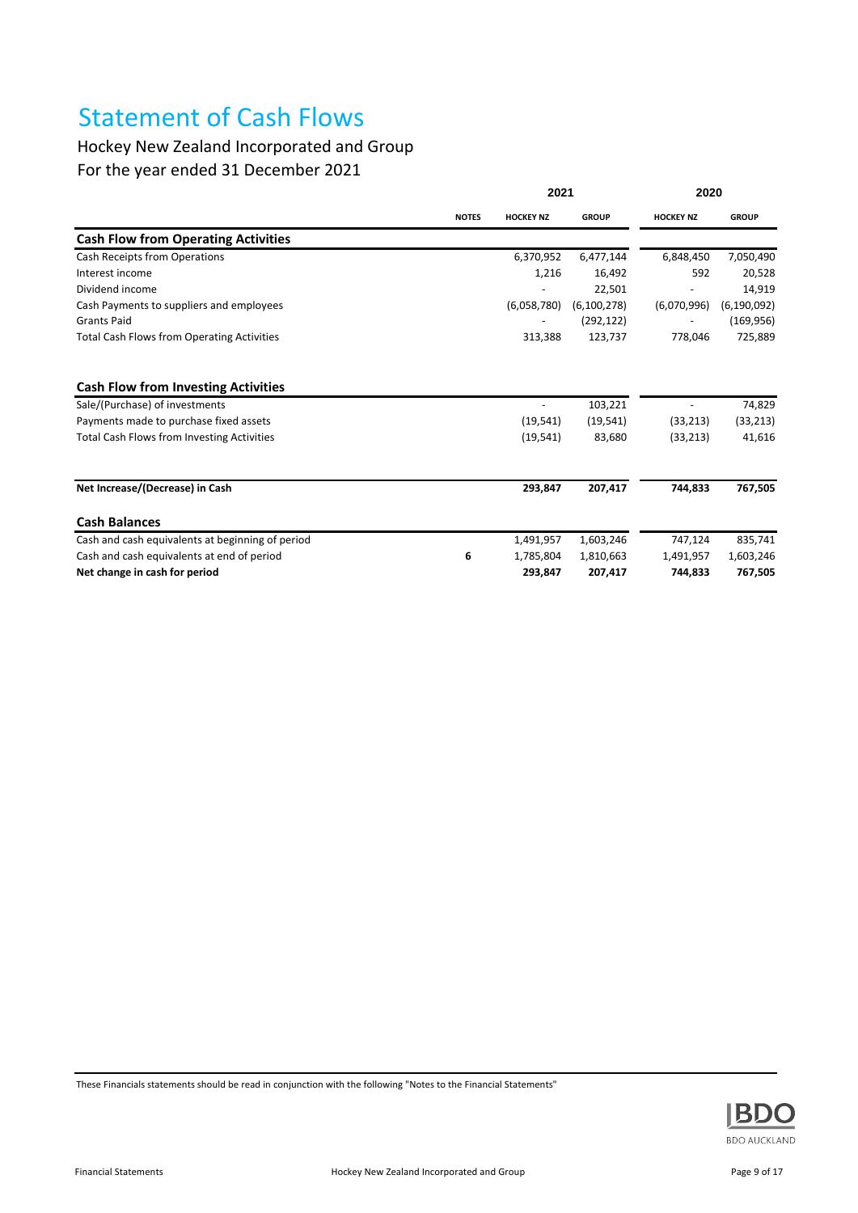# Statement of Cash Flows

Hockey New Zealand Incorporated and Group
For the year ended 31 December 2021

| | | 2021 | | 2020 | |
|---|---|---|---|---|---|
| | NOTES | HOCKEY NZ | GROUP | HOCKEY NZ | GROUP |
| **Cash Flow from Operating Activities** | | | | | |
| Cash Receipts from Operations | | 6,370,952 | 6,477,144 | 6,848,450 | 7,050,490 |
| Interest income | | 1,216 | 16,492 | 592 | 20,528 |
| Dividend income | | - | 22,501 | - | 14,919 |
| Cash Payments to suppliers and employees | | (6,058,780) | (6,100,278) | (6,070,996) | (6,190,092) |
| Grants Paid | | - | (292,122) | - | (169,956) |
| Total Cash Flows from Operating Activities | | 313,388 | 123,737 | 778,046 | 725,889 |
| **Cash Flow from Investing Activities** | | | | | |
| Sale/(Purchase) of investments | | - | 103,221 | - | 74,829 |
| Payments made to purchase fixed assets | | (19,541) | (19,541) | (33,213) | (33,213) |
| Total Cash Flows from Investing Activities | | (19,541) | 83,680 | (33,213) | 41,616 |
| **Net Increase/(Decrease) in Cash** | | **293,847** | **207,417** | **744,833** | **767,505** |
| **Cash Balances** | | | | | |
| Cash and cash equivalents at beginning of period | | 1,491,957 | 1,603,246 | 747,124 | 835,741 |
| Cash and cash equivalents at end of period | 6 | 1,785,804 | 1,810,663 | 1,491,957 | 1,603,246 |
| **Net change in cash for period** | | **293,847** | **207,417** | **744,833** | **767,505** |

These Financials statements should be read in conjunction with the following "Notes to the Financial Statements"

BDO AUCKLAND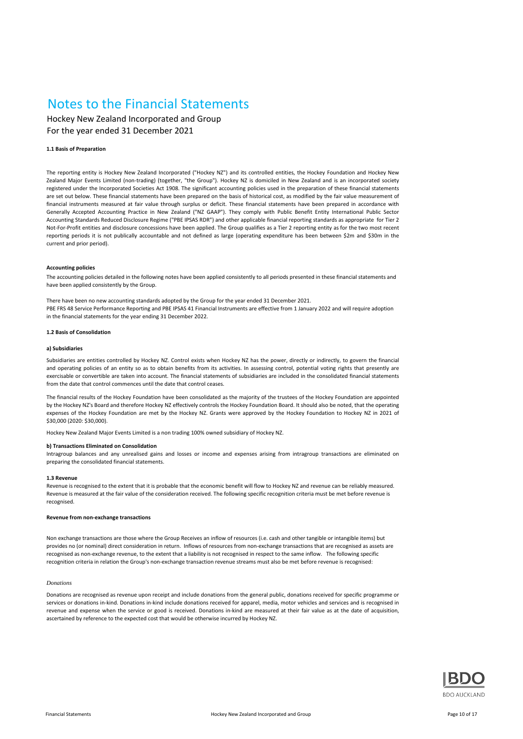# Notes to the Financial Statements

Hockey New Zealand Incorporated and Group
For the year ended 31 December 2021

**1.1 Basis of Preparation**

The reporting entity is Hockey New Zealand Incorporated ("Hockey NZ") and its controlled entities, the Hockey Foundation and Hockey New Zealand Major Events Limited (non-trading) (together, "the Group"). Hockey NZ is domiciled in New Zealand and is an incorporated society registered under the Incorporated Societies Act 1908. The significant accounting policies used in the preparation of these financial statements are set out below. These financial statements have been prepared on the basis of historical cost, as modified by the fair value measurement of financial instruments measured at fair value through surplus or deficit. These financial statements have been prepared in accordance with Generally Accepted Accounting Practice in New Zealand ("NZ GAAP"). They comply with Public Benefit Entity International Public Sector Accounting Standards Reduced Disclosure Regime ("PBE IPSAS RDR") and other applicable financial reporting standards as appropriate for Tier 2 Not-For-Profit entities and disclosure concessions have been applied. The Group qualifies as a Tier 2 reporting entity as for the two most recent reporting periods it is not publically accountable and not defined as large (operating expenditure has been between $2m and $30m in the current and prior period).

**Accounting policies**

The accounting policies detailed in the following notes have been applied consistently to all periods presented in these financial statements and have been applied consistently by the Group.

There have been no new accounting standards adopted by the Group for the year ended 31 December 2021.
PBE FRS 48 Service Performance Reporting and PBE IPSAS 41 Financial Instruments are effective from 1 January 2022 and will require adoption in the financial statements for the year ending 31 December 2022.

**1.2 Basis of Consolidation**

**a) Subsidiaries**

Subsidiaries are entities controlled by Hockey NZ. Control exists when Hockey NZ has the power, directly or indirectly, to govern the financial and operating policies of an entity so as to obtain benefits from its activities. In assessing control, potential voting rights that presently are exercisable or convertible are taken into account. The financial statements of subsidiaries are included in the consolidated financial statements from the date that control commences until the date that control ceases.

The financial results of the Hockey Foundation have been consolidated as the majority of the trustees of the Hockey Foundation are appointed by the Hockey NZ's Board and therefore Hockey NZ effectively controls the Hockey Foundation Board. It should also be noted, that the operating expenses of the Hockey Foundation are met by the Hockey NZ. Grants were approved by the Hockey Foundation to Hockey NZ in 2021 of $30,000 (2020: $30,000).

Hockey New Zealand Major Events Limited is a non trading 100% owned subsidiary of Hockey NZ.

**b) Transactions Eliminated on Consolidation**

Intragroup balances and any unrealised gains and losses or income and expenses arising from intragroup transactions are eliminated on preparing the consolidated financial statements.

**1.3 Revenue**

Revenue is recognised to the extent that it is probable that the economic benefit will flow to Hockey NZ and revenue can be reliably measured. Revenue is measured at the fair value of the consideration received. The following specific recognition criteria must be met before revenue is recognised.

**Revenue from non-exchange transactions**

Non exchange transactions are those where the Group Receives an inflow of resources (i.e. cash and other tangible or intangible items) but provides no (or nominal) direct consideration in return. Inflows of resources from non-exchange transactions that are recognised as assets are recognised as non-exchange revenue, to the extent that a liability is not recognised in respect to the same inflow. The following specific recognition criteria in relation the Group's non-exchange transaction revenue streams must also be met before revenue is recognised:

*Donations*

Donations are recognised as revenue upon receipt and include donations from the general public, donations received for specific programme or services or donations in-kind. Donations in-kind include donations received for apparel, media, motor vehicles and services and is recognised in revenue and expense when the service or good is received. Donations in-kind are measured at their fair value as at the date of acquisition, ascertained by reference to the expected cost that would be otherwise incurred by Hockey NZ.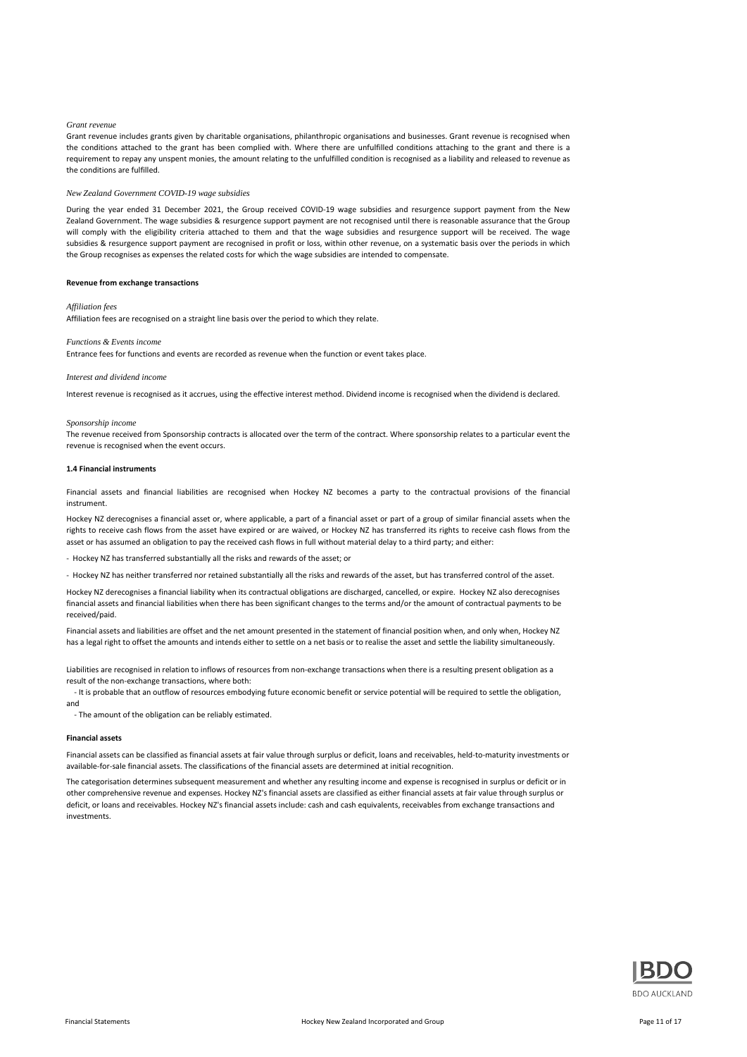*Grant revenue*

Grant revenue includes grants given by charitable organisations, philanthropic organisations and businesses. Grant revenue is recognised when the conditions attached to the grant has been complied with. Where there are unfulfilled conditions attaching to the grant and there is a requirement to repay any unspent monies, the amount relating to the unfulfilled condition is recognised as a liability and released to revenue as the conditions are fulfilled.

*New Zealand Government COVID-19 wage subsidies*

During the year ended 31 December 2021, the Group received COVID-19 wage subsidies and resurgence support payment from the New Zealand Government. The wage subsidies & resurgence support payment are not recognised until there is reasonable assurance that the Group will comply with the eligibility criteria attached to them and that the wage subsidies and resurgence support will be received. The wage subsidies & resurgence support payment are recognised in profit or loss, within other revenue, on a systematic basis over the periods in which the Group recognises as expenses the related costs for which the wage subsidies are intended to compensate.

**Revenue from exchange transactions**

*Affiliation fees*

Affiliation fees are recognised on a straight line basis over the period to which they relate.

*Functions & Events income*

Entrance fees for functions and events are recorded as revenue when the function or event takes place.

*Interest and dividend income*

Interest revenue is recognised as it accrues, using the effective interest method. Dividend income is recognised when the dividend is declared.

*Sponsorship income*

The revenue received from Sponsorship contracts is allocated over the term of the contract. Where sponsorship relates to a particular event the revenue is recognised when the event occurs.

**1.4 Financial instruments**

Financial assets and financial liabilities are recognised when Hockey NZ becomes a party to the contractual provisions of the financial instrument.

Hockey NZ derecognises a financial asset or, where applicable, a part of a financial asset or part of a group of similar financial assets when the rights to receive cash flows from the asset have expired or are waived, or Hockey NZ has transferred its rights to receive cash flows from the asset or has assumed an obligation to pay the received cash flows in full without material delay to a third party; and either:

- Hockey NZ has transferred substantially all the risks and rewards of the asset; or
- Hockey NZ has neither transferred nor retained substantially all the risks and rewards of the asset, but has transferred control of the asset.

Hockey NZ derecognises a financial liability when its contractual obligations are discharged, cancelled, or expire. Hockey NZ also derecognises financial assets and financial liabilities when there has been significant changes to the terms and/or the amount of contractual payments to be received/paid.

Financial assets and liabilities are offset and the net amount presented in the statement of financial position when, and only when, Hockey NZ has a legal right to offset the amounts and intends either to settle on a net basis or to realise the asset and settle the liability simultaneously.

Liabilities are recognised in relation to inflows of resources from non-exchange transactions when there is a resulting present obligation as a result of the non-exchange transactions, where both:

- It is probable that an outflow of resources embodying future economic benefit or service potential will be required to settle the obligation, and
- The amount of the obligation can be reliably estimated.

**Financial assets**

Financial assets can be classified as financial assets at fair value through surplus or deficit, loans and receivables, held-to-maturity investments or available-for-sale financial assets. The classifications of the financial assets are determined at initial recognition.

The categorisation determines subsequent measurement and whether any resulting income and expense is recognised in surplus or deficit or in other comprehensive revenue and expenses. Hockey NZ's financial assets are classified as either financial assets at fair value through surplus or deficit, or loans and receivables. Hockey NZ's financial assets include: cash and cash equivalents, receivables from exchange transactions and investments.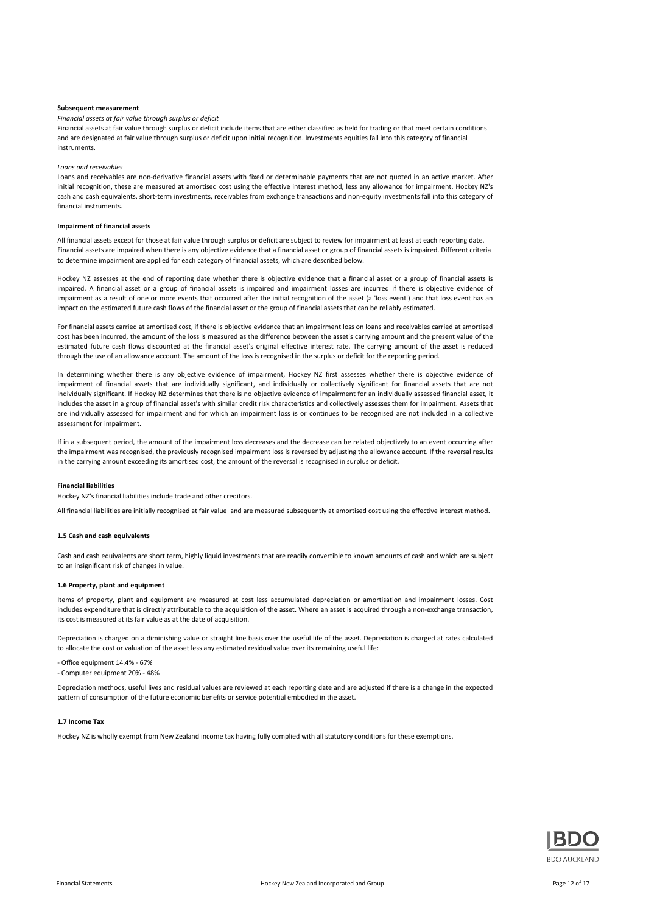**Subsequent measurement**

*Financial assets at fair value through surplus or deficit*

Financial assets at fair value through surplus or deficit include items that are either classified as held for trading or that meet certain conditions and are designated at fair value through surplus or deficit upon initial recognition. Investments equities fall into this category of financial instruments.

*Loans and receivables*

Loans and receivables are non-derivative financial assets with fixed or determinable payments that are not quoted in an active market. After initial recognition, these are measured at amortised cost using the effective interest method, less any allowance for impairment. Hockey NZ's cash and cash equivalents, short-term investments, receivables from exchange transactions and non-equity investments fall into this category of financial instruments.

**Impairment of financial assets**

All financial assets except for those at fair value through surplus or deficit are subject to review for impairment at least at each reporting date. Financial assets are impaired when there is any objective evidence that a financial asset or group of financial assets is impaired. Different criteria to determine impairment are applied for each category of financial assets, which are described below.

Hockey NZ assesses at the end of reporting date whether there is objective evidence that a financial asset or a group of financial assets is impaired. A financial asset or a group of financial assets is impaired and impairment losses are incurred if there is objective evidence of impairment as a result of one or more events that occurred after the initial recognition of the asset (a 'loss event') and that loss event has an impact on the estimated future cash flows of the financial asset or the group of financial assets that can be reliably estimated.

For financial assets carried at amortised cost, if there is objective evidence that an impairment loss on loans and receivables carried at amortised cost has been incurred, the amount of the loss is measured as the difference between the asset's carrying amount and the present value of the estimated future cash flows discounted at the financial asset's original effective interest rate. The carrying amount of the asset is reduced through the use of an allowance account. The amount of the loss is recognised in the surplus or deficit for the reporting period.

In determining whether there is any objective evidence of impairment, Hockey NZ first assesses whether there is objective evidence of impairment of financial assets that are individually significant, and individually or collectively significant for financial assets that are not individually significant. If Hockey NZ determines that there is no objective evidence of impairment for an individually assessed financial asset, it includes the asset in a group of financial asset's with similar credit risk characteristics and collectively assesses them for impairment. Assets that are individually assessed for impairment and for which an impairment loss is or continues to be recognised are not included in a collective assessment for impairment.

If in a subsequent period, the amount of the impairment loss decreases and the decrease can be related objectively to an event occurring after the impairment was recognised, the previously recognised impairment loss is reversed by adjusting the allowance account. If the reversal results in the carrying amount exceeding its amortised cost, the amount of the reversal is recognised in surplus or deficit.

**Financial liabilities**

Hockey NZ's financial liabilities include trade and other creditors.

All financial liabilities are initially recognised at fair value and are measured subsequently at amortised cost using the effective interest method.

**1.5 Cash and cash equivalents**

Cash and cash equivalents are short term, highly liquid investments that are readily convertible to known amounts of cash and which are subject to an insignificant risk of changes in value.

**1.6 Property, plant and equipment**

Items of property, plant and equipment are measured at cost less accumulated depreciation or amortisation and impairment losses. Cost includes expenditure that is directly attributable to the acquisition of the asset. Where an asset is acquired through a non-exchange transaction, its cost is measured at its fair value as at the date of acquisition.

Depreciation is charged on a diminishing value or straight line basis over the useful life of the asset. Depreciation is charged at rates calculated to allocate the cost or valuation of the asset less any estimated residual value over its remaining useful life:

- Office equipment 14.4% - 67%
- Computer equipment 20% - 48%

Depreciation methods, useful lives and residual values are reviewed at each reporting date and are adjusted if there is a change in the expected pattern of consumption of the future economic benefits or service potential embodied in the asset.

**1.7 Income Tax**

Hockey NZ is wholly exempt from New Zealand income tax having fully complied with all statutory conditions for these exemptions.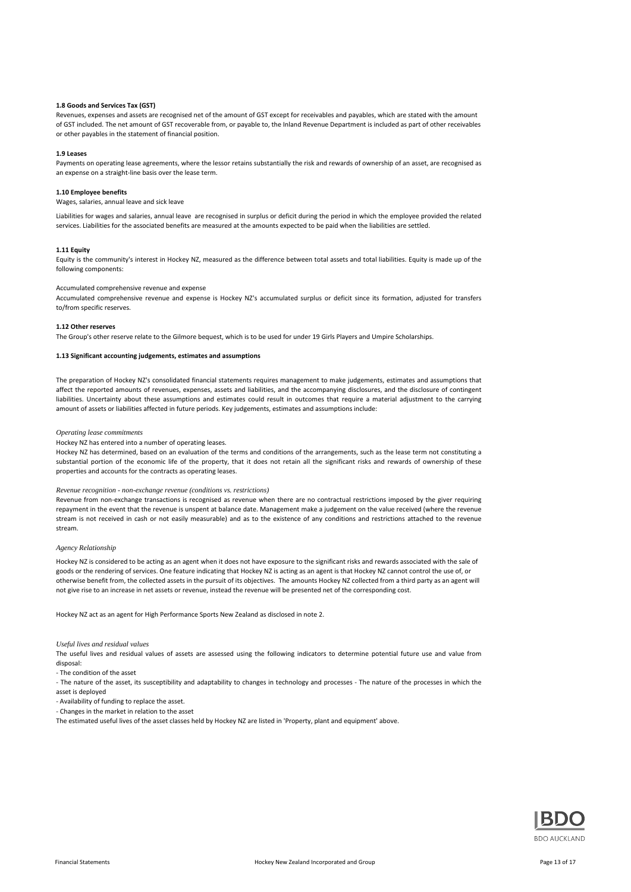### 1.8 Goods and Services Tax (GST)

Revenues, expenses and assets are recognised net of the amount of GST except for receivables and payables, which are stated with the amount of GST included. The net amount of GST recoverable from, or payable to, the Inland Revenue Department is included as part of other receivables or other payables in the statement of financial position.

### 1.9 Leases

Payments on operating lease agreements, where the lessor retains substantially the risk and rewards of ownership of an asset, are recognised as an expense on a straight-line basis over the lease term.

### 1.10 Employee benefits

Wages, salaries, annual leave and sick leave

Liabilities for wages and salaries, annual leave are recognised in surplus or deficit during the period in which the employee provided the related services. Liabilities for the associated benefits are measured at the amounts expected to be paid when the liabilities are settled.

### 1.11 Equity

Equity is the community's interest in Hockey NZ, measured as the difference between total assets and total liabilities. Equity is made up of the following components:

Accumulated comprehensive revenue and expense

Accumulated comprehensive revenue and expense is Hockey NZ's accumulated surplus or deficit since its formation, adjusted for transfers to/from specific reserves.

### 1.12 Other reserves

The Group's other reserve relate to the Gilmore bequest, which is to be used for under 19 Girls Players and Umpire Scholarships.

### 1.13 Significant accounting judgements, estimates and assumptions

The preparation of Hockey NZ's consolidated financial statements requires management to make judgements, estimates and assumptions that affect the reported amounts of revenues, expenses, assets and liabilities, and the accompanying disclosures, and the disclosure of contingent liabilities. Uncertainty about these assumptions and estimates could result in outcomes that require a material adjustment to the carrying amount of assets or liabilities affected in future periods. Key judgements, estimates and assumptions include:

*Operating lease commitments*

Hockey NZ has entered into a number of operating leases.

Hockey NZ has determined, based on an evaluation of the terms and conditions of the arrangements, such as the lease term not constituting a substantial portion of the economic life of the property, that it does not retain all the significant risks and rewards of ownership of these properties and accounts for the contracts as operating leases.

*Revenue recognition - non-exchange revenue (conditions vs. restrictions)*

Revenue from non-exchange transactions is recognised as revenue when there are no contractual restrictions imposed by the giver requiring repayment in the event that the revenue is unspent at balance date. Management make a judgement on the value received (where the revenue stream is not received in cash or not easily measurable) and as to the existence of any conditions and restrictions attached to the revenue stream.

*Agency Relationship*

Hockey NZ is considered to be acting as an agent when it does not have exposure to the significant risks and rewards associated with the sale of goods or the rendering of services. One feature indicating that Hockey NZ is acting as an agent is that Hockey NZ cannot control the use of, or otherwise benefit from, the collected assets in the pursuit of its objectives. The amounts Hockey NZ collected from a third party as an agent will not give rise to an increase in net assets or revenue, instead the revenue will be presented net of the corresponding cost.

Hockey NZ act as an agent for High Performance Sports New Zealand as disclosed in note 2.

*Useful lives and residual values*

The useful lives and residual values of assets are assessed using the following indicators to determine potential future use and value from disposal:

- The condition of the asset
- The nature of the asset, its susceptibility and adaptability to changes in technology and processes - The nature of the processes in which the asset is deployed
- Availability of funding to replace the asset.
- Changes in the market in relation to the asset

The estimated useful lives of the asset classes held by Hockey NZ are listed in 'Property, plant and equipment' above.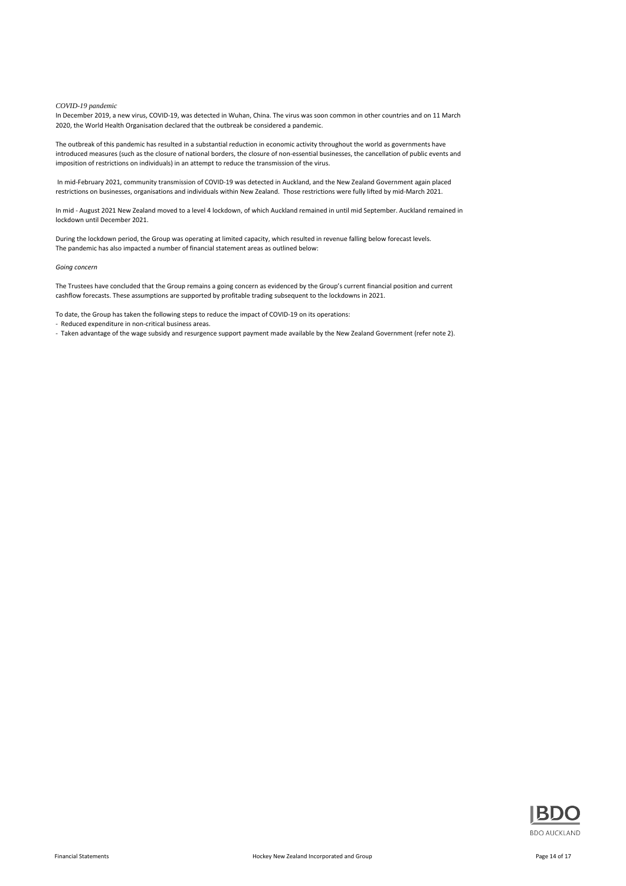*COVID-19 pandemic*

In December 2019, a new virus, COVID-19, was detected in Wuhan, China. The virus was soon common in other countries and on 11 March 2020, the World Health Organisation declared that the outbreak be considered a pandemic.

The outbreak of this pandemic has resulted in a substantial reduction in economic activity throughout the world as governments have introduced measures (such as the closure of national borders, the closure of non-essential businesses, the cancellation of public events and imposition of restrictions on individuals) in an attempt to reduce the transmission of the virus.

In mid-February 2021, community transmission of COVID-19 was detected in Auckland, and the New Zealand Government again placed restrictions on businesses, organisations and individuals within New Zealand. Those restrictions were fully lifted by mid-March 2021.

In mid - August 2021 New Zealand moved to a level 4 lockdown, of which Auckland remained in until mid September. Auckland remained in lockdown until December 2021.

During the lockdown period, the Group was operating at limited capacity, which resulted in revenue falling below forecast levels.
The pandemic has also impacted a number of financial statement areas as outlined below:

*Going concern*

The Trustees have concluded that the Group remains a going concern as evidenced by the Group's current financial position and current cashflow forecasts. These assumptions are supported by profitable trading subsequent to the lockdowns in 2021.

To date, the Group has taken the following steps to reduce the impact of COVID-19 on its operations:

- Reduced expenditure in non-critical business areas.
- Taken advantage of the wage subsidy and resurgence support payment made available by the New Zealand Government (refer note 2).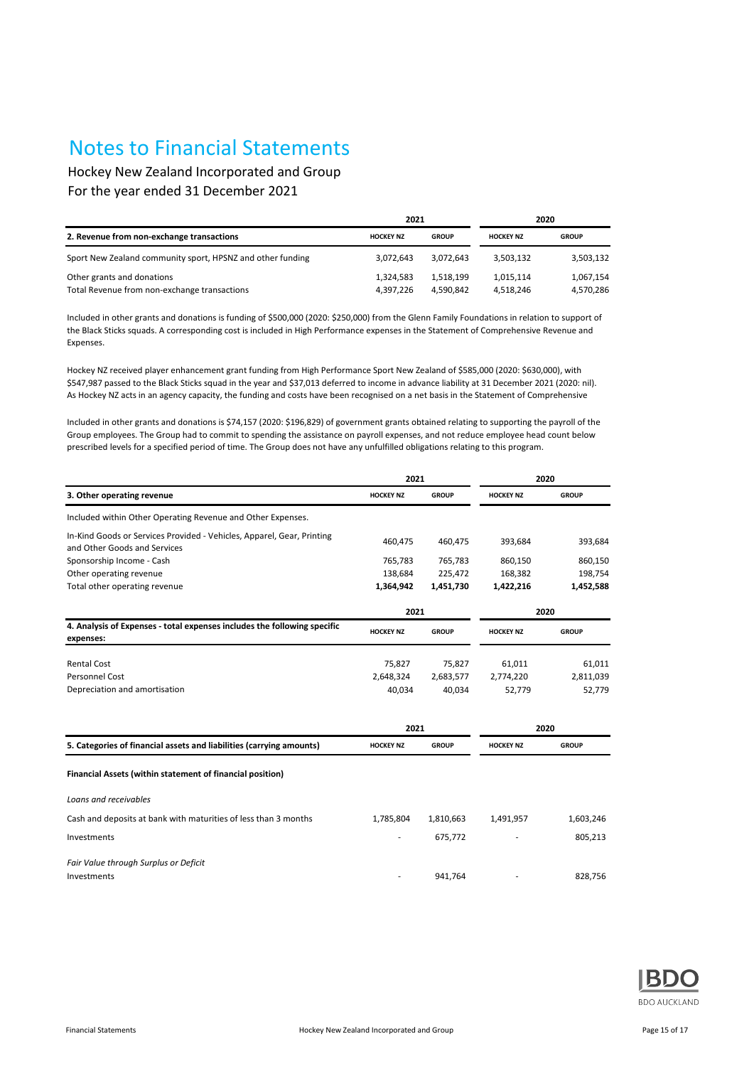# Notes to Financial Statements

Hockey New Zealand Incorporated and Group

For the year ended 31 December 2021

| | 2021 | | 2020 | |
|---|---|---|---|---|
| **2. Revenue from non-exchange transactions** | **HOCKEY NZ** | **GROUP** | **HOCKEY NZ** | **GROUP** |
| Sport New Zealand community sport, HPSNZ and other funding | 3,072,643 | 3,072,643 | 3,503,132 | 3,503,132 |
| Other grants and donations | 1,324,583 | 1,518,199 | 1,015,114 | 1,067,154 |
| Total Revenue from non-exchange transactions | 4,397,226 | 4,590,842 | 4,518,246 | 4,570,286 |

Included in other grants and donations is funding of $500,000 (2020: $250,000) from the Glenn Family Foundations in relation to support of the Black Sticks squads. A corresponding cost is included in High Performance expenses in the Statement of Comprehensive Revenue and Expenses.

Hockey NZ received player enhancement grant funding from High Performance Sport New Zealand of $585,000 (2020: $630,000), with $547,987 passed to the Black Sticks squad in the year and $37,013 deferred to income in advance liability at 31 December 2021 (2020: nil). As Hockey NZ acts in an agency capacity, the funding and costs have been recognised on a net basis in the Statement of Comprehensive

Included in other grants and donations is $74,157 (2020: $196,829) of government grants obtained relating to supporting the payroll of the Group employees. The Group had to commit to spending the assistance on payroll expenses, and not reduce employee head count below prescribed levels for a specified period of time. The Group does not have any unfulfilled obligations relating to this program.

| | 2021 | | 2020 | |
|---|---|---|---|---|
| **3. Other operating revenue** | **HOCKEY NZ** | **GROUP** | **HOCKEY NZ** | **GROUP** |
| Included within Other Operating Revenue and Other Expenses. | | | | |
| In-Kind Goods or Services Provided - Vehicles, Apparel, Gear, Printing and Other Goods and Services | 460,475 | 460,475 | 393,684 | 393,684 |
| Sponsorship Income - Cash | 765,783 | 765,783 | 860,150 | 860,150 |
| Other operating revenue | 138,684 | 225,472 | 168,382 | 198,754 |
| Total other operating revenue | **1,364,942** | **1,451,730** | **1,422,216** | **1,452,588** |

| | 2021 | | 2020 | |
|---|---|---|---|---|
| **4. Analysis of Expenses - total expenses includes the following specific expenses:** | **HOCKEY NZ** | **GROUP** | **HOCKEY NZ** | **GROUP** |
| Rental Cost | 75,827 | 75,827 | 61,011 | 61,011 |
| Personnel Cost | 2,648,324 | 2,683,577 | 2,774,220 | 2,811,039 |
| Depreciation and amortisation | 40,034 | 40,034 | 52,779 | 52,779 |

| | 2021 | | 2020 | |
|---|---|---|---|---|
| **5. Categories of financial assets and liabilities (carrying amounts)** | **HOCKEY NZ** | **GROUP** | **HOCKEY NZ** | **GROUP** |
| **Financial Assets (within statement of financial position)** | | | | |
| *Loans and receivables* | | | | |
| Cash and deposits at bank with maturities of less than 3 months | 1,785,804 | 1,810,663 | 1,491,957 | 1,603,246 |
| Investments | - | 675,772 | - | 805,213 |
| *Fair Value through Surplus or Deficit* | | | | |
| Investments | - | 941,764 | - | 828,756 |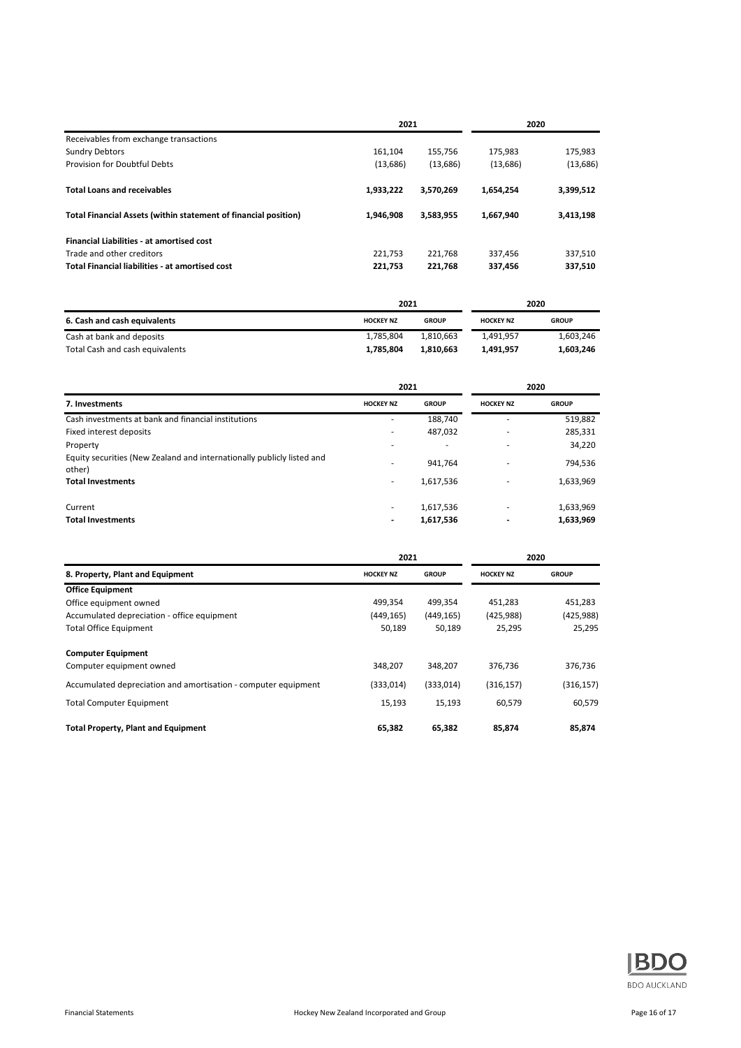| | 2021 | | 2020 | |
|---|---|---|---|---|
| Receivables from exchange transactions | | | | |
| Sundry Debtors | 161,104 | 155,756 | 175,983 | 175,983 |
| Provision for Doubtful Debts | (13,686) | (13,686) | (13,686) | (13,686) |
| **Total Loans and receivables** | **1,933,222** | **3,570,269** | **1,654,254** | **3,399,512** |
| **Total Financial Assets (within statement of financial position)** | **1,946,908** | **3,583,955** | **1,667,940** | **3,413,198** |
| **Financial Liabilities - at amortised cost** | | | | |
| Trade and other creditors | 221,753 | 221,768 | 337,456 | 337,510 |
| **Total Financial liabilities - at amortised cost** | **221,753** | **221,768** | **337,456** | **337,510** |

| | 2021 | | 2020 | |
|---|---|---|---|---|
| **6. Cash and cash equivalents** | **HOCKEY NZ** | **GROUP** | **HOCKEY NZ** | **GROUP** |
| Cash at bank and deposits | 1,785,804 | 1,810,663 | 1,491,957 | 1,603,246 |
| Total Cash and cash equivalents | **1,785,804** | **1,810,663** | **1,491,957** | **1,603,246** |

| | 2021 | | 2020 | |
|---|---|---|---|---|
| **7. Investments** | **HOCKEY NZ** | **GROUP** | **HOCKEY NZ** | **GROUP** |
| Cash investments at bank and financial institutions | - | 188,740 | - | 519,882 |
| Fixed interest deposits | - | 487,032 | - | 285,331 |
| Property | - | - | - | 34,220 |
| Equity securities (New Zealand and internationally publicly listed and other) | - | 941,764 | - | 794,536 |
| **Total Investments** | - | 1,617,536 | - | 1,633,969 |
| Current | - | 1,617,536 | - | 1,633,969 |
| **Total Investments** | **-** | **1,617,536** | **-** | **1,633,969** |

| | 2021 | | 2020 | |
|---|---|---|---|---|
| **8. Property, Plant and Equipment** | **HOCKEY NZ** | **GROUP** | **HOCKEY NZ** | **GROUP** |
| **Office Equipment** | | | | |
| Office equipment owned | 499,354 | 499,354 | 451,283 | 451,283 |
| Accumulated depreciation - office equipment | (449,165) | (449,165) | (425,988) | (425,988) |
| Total Office Equipment | 50,189 | 50,189 | 25,295 | 25,295 |
| **Computer Equipment** | | | | |
| Computer equipment owned | 348,207 | 348,207 | 376,736 | 376,736 |
| Accumulated depreciation and amortisation - computer equipment | (333,014) | (333,014) | (316,157) | (316,157) |
| Total Computer Equipment | 15,193 | 15,193 | 60,579 | 60,579 |
| **Total Property, Plant and Equipment** | **65,382** | **65,382** | **85,874** | **85,874** |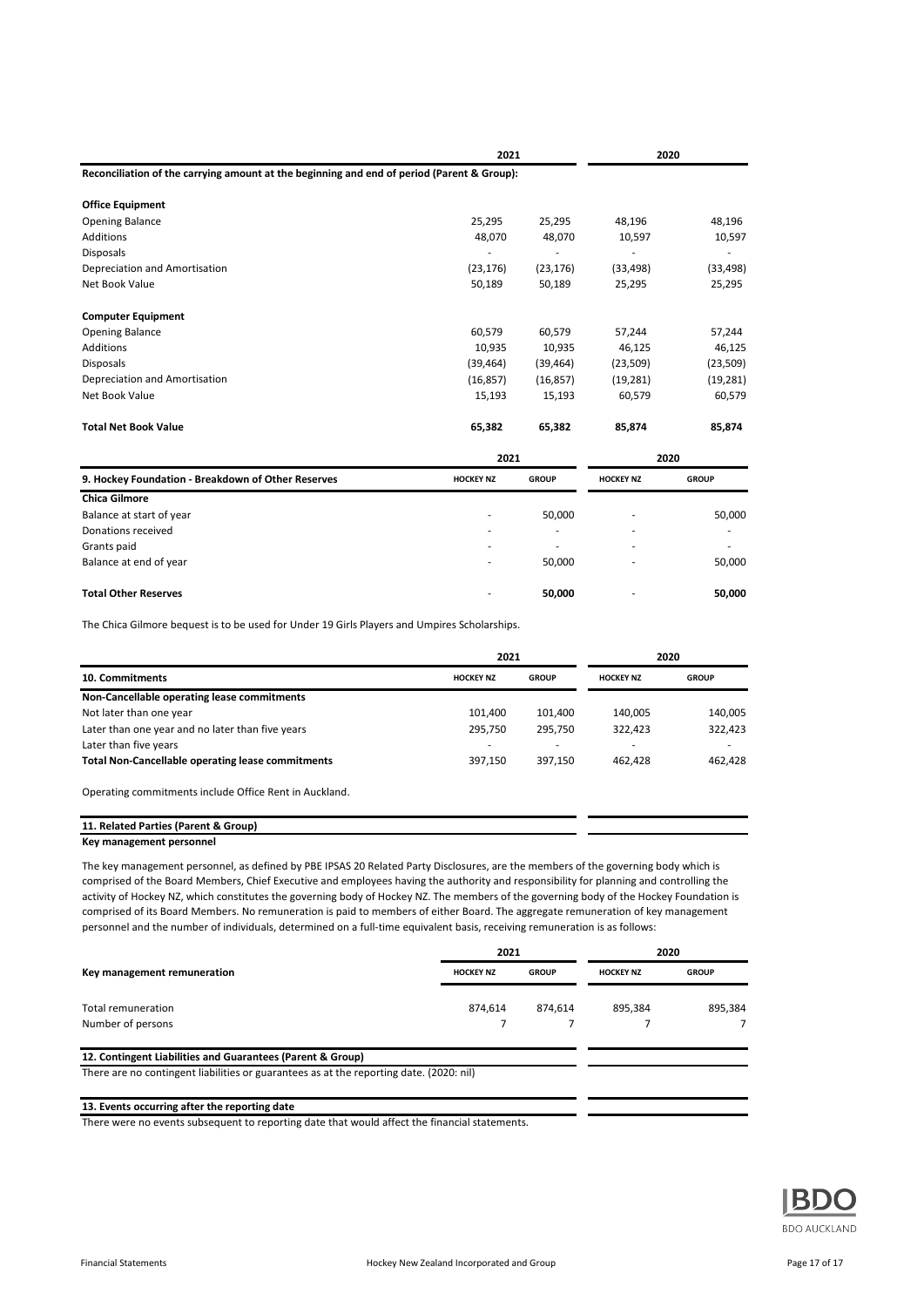| | 2021 | | 2020 | |
|---|---|---|---|---|
| **Reconciliation of the carrying amount at the beginning and end of period (Parent & Group):** | | | | |
| **Office Equipment** | | | | |
| Opening Balance | 25,295 | 25,295 | 48,196 | 48,196 |
| Additions | 48,070 | 48,070 | 10,597 | 10,597 |
| Disposals | - | - | - | - |
| Depreciation and Amortisation | (23,176) | (23,176) | (33,498) | (33,498) |
| Net Book Value | 50,189 | 50,189 | 25,295 | 25,295 |
| **Computer Equipment** | | | | |
| Opening Balance | 60,579 | 60,579 | 57,244 | 57,244 |
| Additions | 10,935 | 10,935 | 46,125 | 46,125 |
| Disposals | (39,464) | (39,464) | (23,509) | (23,509) |
| Depreciation and Amortisation | (16,857) | (16,857) | (19,281) | (19,281) |
| Net Book Value | 15,193 | 15,193 | 60,579 | 60,579 |
| **Total Net Book Value** | **65,382** | **65,382** | **85,874** | **85,874** |

| | 2021 | | 2020 | |
|---|---|---|---|---|
| **9. Hockey Foundation - Breakdown of Other Reserves** | **HOCKEY NZ** | **GROUP** | **HOCKEY NZ** | **GROUP** |
| **Chica Gilmore** | | | | |
| Balance at start of year | - | 50,000 | - | 50,000 |
| Donations received | - | - | - | - |
| Grants paid | - | - | - | - |
| Balance at end of year | - | 50,000 | - | 50,000 |
| **Total Other Reserves** | - | **50,000** | - | **50,000** |

The Chica Gilmore bequest is to be used for Under 19 Girls Players and Umpires Scholarships.

| | 2021 | | 2020 | |
|---|---|---|---|---|
| **10. Commitments** | **HOCKEY NZ** | **GROUP** | **HOCKEY NZ** | **GROUP** |
| **Non-Cancellable operating lease commitments** | | | | |
| Not later than one year | 101,400 | 101,400 | 140,005 | 140,005 |
| Later than one year and no later than five years | 295,750 | 295,750 | 322,423 | 322,423 |
| Later than five years | - | - | - | - |
| **Total Non-Cancellable operating lease commitments** | 397,150 | 397,150 | 462,428 | 462,428 |

Operating commitments include Office Rent in Auckland.

## 11. Related Parties (Parent & Group)

**Key management personnel**

The key management personnel, as defined by PBE IPSAS 20 Related Party Disclosures, are the members of the governing body which is comprised of the Board Members, Chief Executive and employees having the authority and responsibility for planning and controlling the activity of Hockey NZ, which constitutes the governing body of Hockey NZ. The members of the governing body of the Hockey Foundation is comprised of its Board Members. No remuneration is paid to members of either Board. The aggregate remuneration of key management personnel and the number of individuals, determined on a full-time equivalent basis, receiving remuneration is as follows:

| | 2021 | | 2020 | |
|---|---|---|---|---|
| **Key management remuneration** | **HOCKEY NZ** | **GROUP** | **HOCKEY NZ** | **GROUP** |
| Total remuneration | 874,614 | 874,614 | 895,384 | 895,384 |
| Number of persons | 7 | 7 | 7 | 7 |

## 12. Contingent Liabilities and Guarantees (Parent & Group)

There are no contingent liabilities or guarantees as at the reporting date. (2020: nil)

## 13. Events occurring after the reporting date

There were no events subsequent to reporting date that would affect the financial statements.